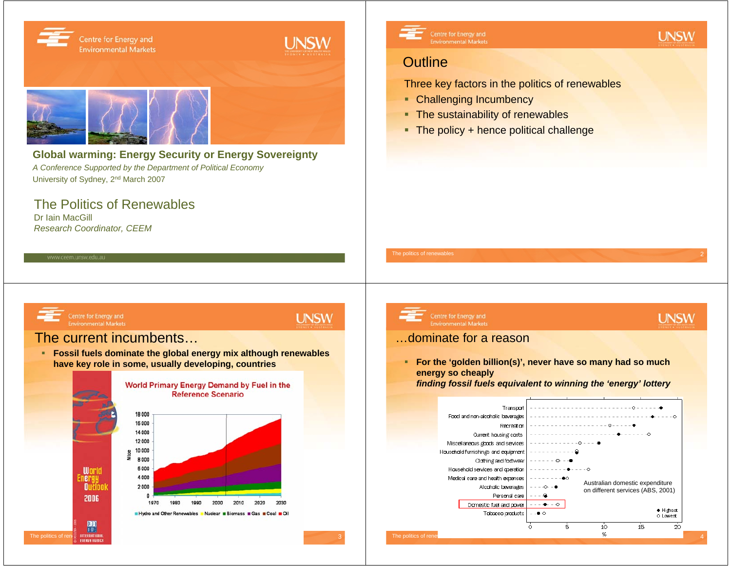Centre for Energy and Environmental Markets

UNSW

**Global warming: Energy Security or Energy Sovereignty**

*A Conference Supported by the Department of Political Economy*

University of Sydney, 2nd March 2007

## The Politics of Renewables

Dr Iain MacGill

*Research Coordinator, CEEM*

www.ceem.unsw.edu.au

---

## Outline

Three key factors in the politics of renewables

- Challenging Incumbency
- The sustainability of renewables
- The policy + hence political challenge

---

## The current incumbents…

- **Fossil fuels dominate the global energy mix although renewables have key role in some, usually developing, countries**

World Primary Energy Demand by Fuel in the Reference Scenario

(Chart: Mtoe, 0–18 000, 1970–2030; Hydro and Other Renewables, Nuclear, Biomass, Gas, Coal, Oil)

World Energy Outlook 2006 – International Energy Agency

---

## …dominate for a reason

- **For the 'golden billion(s)', never have so many had so much energy so cheaply**
  ***finding fossil fuels equivalent to winning the 'energy' lottery***

Australian domestic expenditure on different services (ABS, 2001)

(Chart: % expenditure, 0–20, Highest/Lowest, for Transport; Food and non-alcoholic beverages; Recreation; Current housing costs; Miscellaneous goods and services; Household furnishings and equipment; Clothing and footwear; Household services and operation; Medical care and health expenses; Alcoholic beverages; Personal care; Domestic fuel and power; Tobacco products)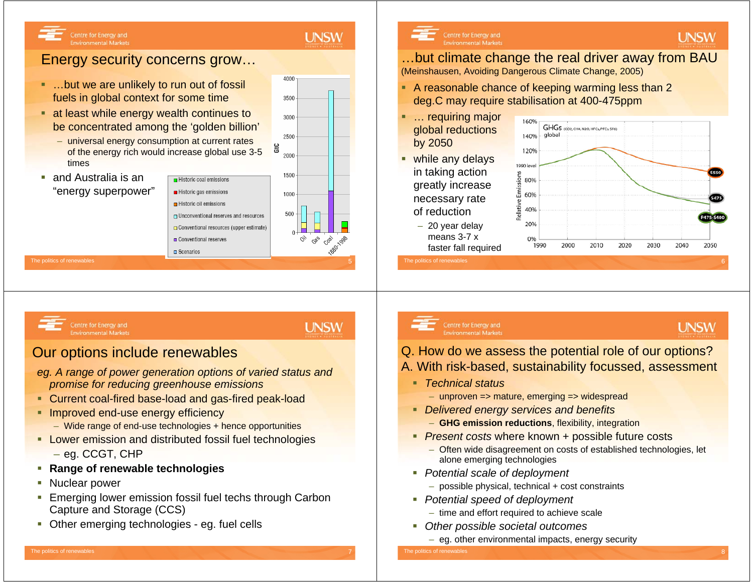## Energy security concerns grow…

- …but we are unlikely to run out of fossil fuels in global context for some time
- at least while energy wealth continues to be concentrated among the 'golden billion'
  - universal energy consumption at current rates of the energy rich would increase global use 3-5 times
- and Australia is an "energy superpower"

## …but climate change the real driver away from BAU

(Meinshausen, Avoiding Dangerous Climate Change, 2005)

- A reasonable chance of keeping warming less than 2 deg.C may require stabilisation at 400-475ppm
- … requiring major global reductions by 2050
- while any delays in taking action greatly increase necessary rate of reduction
  - 20 year delay means 3-7 x faster fall required

## Our options include renewables

*eg. A range of power generation options of varied status and promise for reducing greenhouse emissions*

- Current coal-fired base-load and gas-fired peak-load
- Improved end-use energy efficiency
  - Wide range of end-use technologies + hence opportunities
- Lower emission and distributed fossil fuel technologies
  - eg. CCGT, CHP
- **Range of renewable technologies**
- Nuclear power
- Emerging lower emission fossil fuel techs through Carbon Capture and Storage (CCS)
- Other emerging technologies - eg. fuel cells

## Q. How do we assess the potential role of our options? A. With risk-based, sustainability focussed, assessment

- *Technical status*
  - unproven => mature, emerging => widespread
- *Delivered energy services and benefits*
  - **GHG emission reductions**, flexibility, integration
- *Present costs* where known + possible future costs
  - Often wide disagreement on costs of established technologies, let alone emerging technologies
- *Potential scale of deployment*
  - possible physical, technical + cost constraints
- *Potential speed of deployment*
  - time and effort required to achieve scale
- *Other possible societal outcomes*
  - eg. other environmental impacts, energy security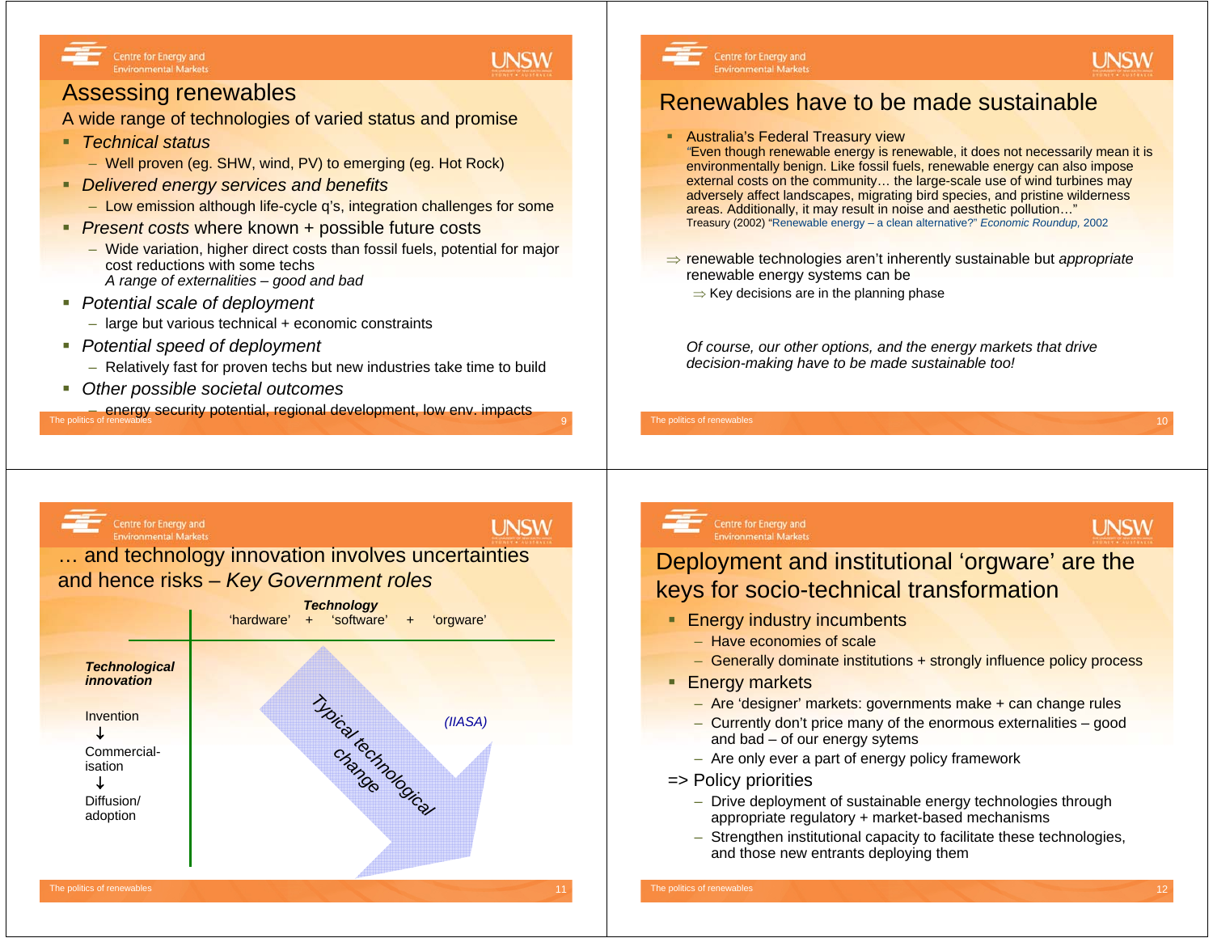## Assessing renewables

A wide range of technologies of varied status and promise

- *Technical status*
  - Well proven (eg. SHW, wind, PV) to emerging (eg. Hot Rock)
- *Delivered energy services and benefits*
  - Low emission although life-cycle q's, integration challenges for some
- *Present costs* where known + possible future costs
  - Wide variation, higher direct costs than fossil fuels, potential for major cost reductions with some techs
    *A range of externalities – good and bad*
- *Potential scale of deployment*
  - large but various technical + economic constraints
- *Potential speed of deployment*
  - Relatively fast for proven techs but new industries take time to build
- *Other possible societal outcomes*
  - energy security potential, regional development, low env. impacts

## Renewables have to be made sustainable

- Australia's Federal Treasury view
  "Even though renewable energy is renewable, it does not necessarily mean it is environmentally benign. Like fossil fuels, renewable energy can also impose external costs on the community… the large-scale use of wind turbines may adversely affect landscapes, migrating bird species, and pristine wilderness areas. Additionally, it may result in noise and aesthetic pollution…"
  Treasury (2002) "Renewable energy – a clean alternative?" *Economic Roundup*, 2002

⇒ renewable technologies aren't inherently sustainable but *appropriate* renewable energy systems can be

⇒ Key decisions are in the planning phase

*Of course, our other options, and the energy markets that drive decision-making have to be made sustainable too!*

## … and technology innovation involves uncertainties and hence risks – *Key Government roles*

***Technology***
'hardware' + 'software' + 'orgware'

***Technological innovation***

Invention
↓
Commercial-isation
↓
Diffusion/ adoption

Typical technological change

*(IIASA)*

## Deployment and institutional 'orgware' are the keys for socio-technical transformation

- Energy industry incumbents
  - Have economies of scale
  - Generally dominate institutions + strongly influence policy process
- Energy markets
  - Are 'designer' markets: governments make + can change rules
  - Currently don't price many of the enormous externalities – good and bad – of our energy systems
  - Are only ever a part of energy policy framework

=> Policy priorities
  - Drive deployment of sustainable energy technologies through appropriate regulatory + market-based mechanisms
  - Strengthen institutional capacity to facilitate these technologies, and those new entrants deploying them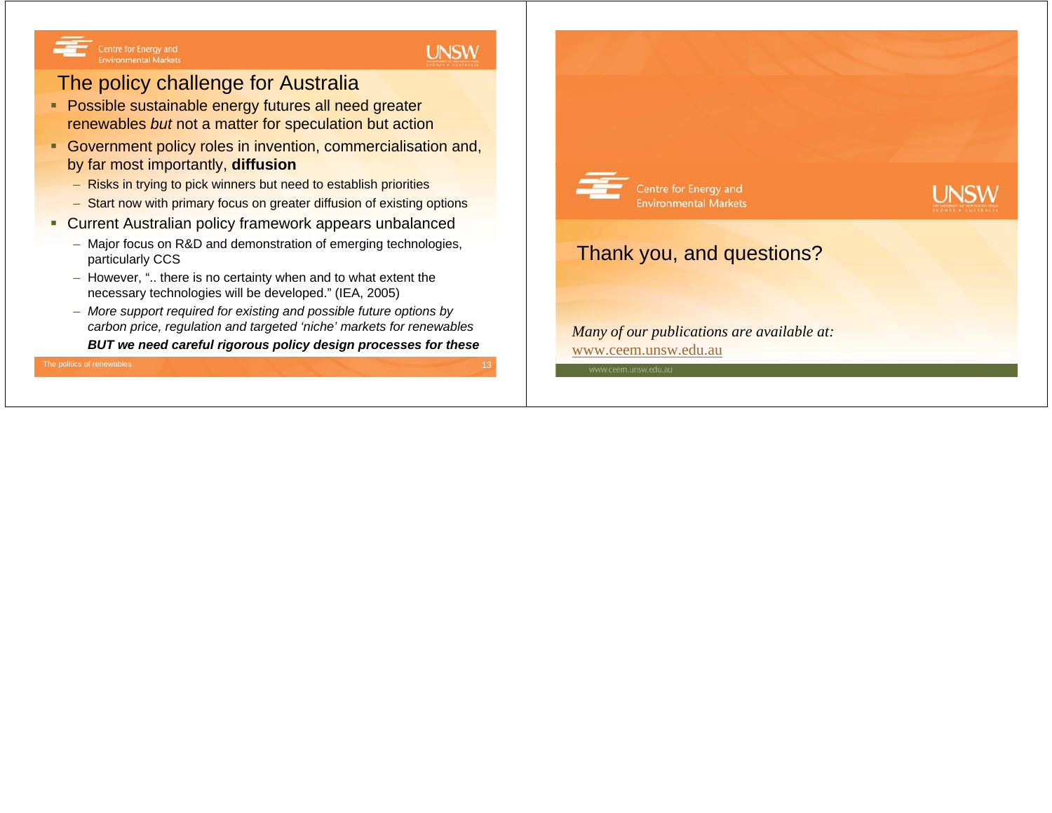## The policy challenge for Australia

- Possible sustainable energy futures all need greater renewables *but* not a matter for speculation but action
- Government policy roles in invention, commercialisation and, by far most importantly, **diffusion**
  - Risks in trying to pick winners but need to establish priorities
  - Start now with primary focus on greater diffusion of existing options
- Current Australian policy framework appears unbalanced
  - Major focus on R&D and demonstration of emerging technologies, particularly CCS
  - However, ".. there is no certainty when and to what extent the necessary technologies will be developed." (IEA, 2005)
  - *More support required for existing and possible future options by carbon price, regulation and targeted 'niche' markets for renewables*

    ***BUT we need careful rigorous policy design processes for these***

## Thank you, and questions?

*Many of our publications are available at:*
www.ceem.unsw.edu.au